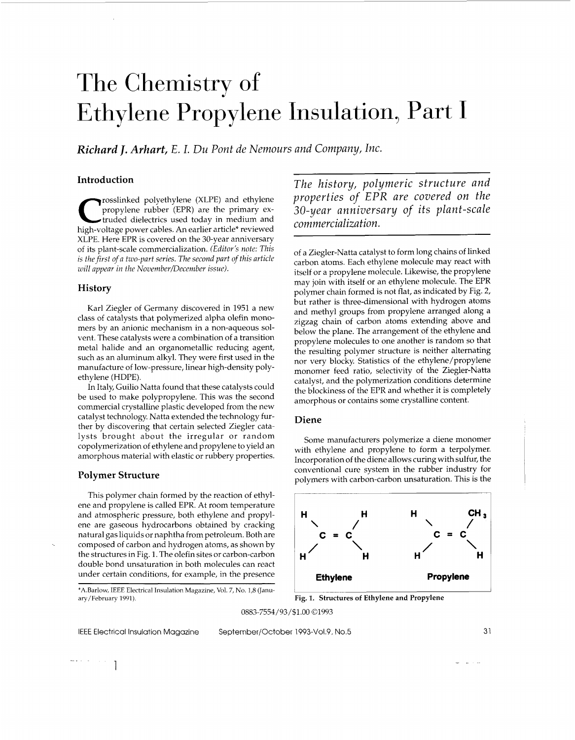# The Chemistry of Ethylene Propylene Insulation, Part I

***Richard J. Arhart**, E. I. Du Pont de Nemours and Company, Inc.*

*The history, polymeric structure and properties of EPR are covered on the 30-year anniversary of its plant-scale commercialization.*

## Introduction

Crosslinked polyethylene (XLPE) and ethylene propylene rubber (EPR) are the primary extruded dielectrics used today in medium and high-voltage power cables. An earlier article* reviewed XLPE. Here EPR is covered on the 30-year anniversary of its plant-scale commercialization. *(Editor's note: This is the first of a two-part series. The second part of this article will appear in the November/December issue).*

## History

Karl Ziegler of Germany discovered in 1951 a new class of catalysts that polymerized alpha olefin monomers by an anionic mechanism in a non-aqueous solvent. These catalysts were a combination of a transition metal halide and an organometallic reducing agent, such as an aluminum alkyl. They were first used in the manufacture of low-pressure, linear high-density polyethylene (HDPE).

In Italy, Guilio Natta found that these catalysts could be used to make polypropylene. This was the second commercial crystalline plastic developed from the new catalyst technology. Natta extended the technology further by discovering that certain selected Ziegler catalysts brought about the irregular or random copolymerization of ethylene and propylene to yield an amorphous material with elastic or rubbery properties.

## Polymer Structure

This polymer chain formed by the reaction of ethylene and propylene is called EPR. At room temperature and atmospheric pressure, both ethylene and propylene are gaseous hydrocarbons obtained by cracking natural gas liquids or naphtha from petroleum. Both are composed of carbon and hydrogen atoms, as shown by the structures in Fig. 1. The olefin sites or carbon-carbon double bond unsaturation in both molecules can react under certain conditions, for example, in the presence of a Ziegler-Natta catalyst to form long chains of linked carbon atoms. Each ethylene molecule may react with itself or a propylene molecule. Likewise, the propylene may join with itself or an ethylene molecule. The EPR polymer chain formed is not flat, as indicated by Fig. 2, but rather is three-dimensional with hydrogen atoms and methyl groups from propylene arranged along a zigzag chain of carbon atoms extending above and below the plane. The arrangement of the ethylene and propylene molecules to one another is random so that the resulting polymer structure is neither alternating nor very blocky. Statistics of the ethylene/propylene monomer feed ratio, selectivity of the Ziegler-Natta catalyst, and the polymerization conditions determine the blockiness of the EPR and whether it is completely amorphous or contains some crystalline content.

## Diene

Some manufacturers polymerize a diene monomer with ethylene and propylene to form a terpolymer. Incorporation of the diene allows curing with sulfur, the conventional cure system in the rubber industry for polymers with carbon-carbon unsaturation. This is the

H H H $CH_3$

C = C C = C

H H H H

Ethylene Propylene

Fig. 1. Structures of Ethylene and Propylene

*A.Barlow, IEEE Electrical Insulation Magazine, Vol. 7, No. 1,8 (January/February 1991).

0883-7554/93/$1.00 ©1993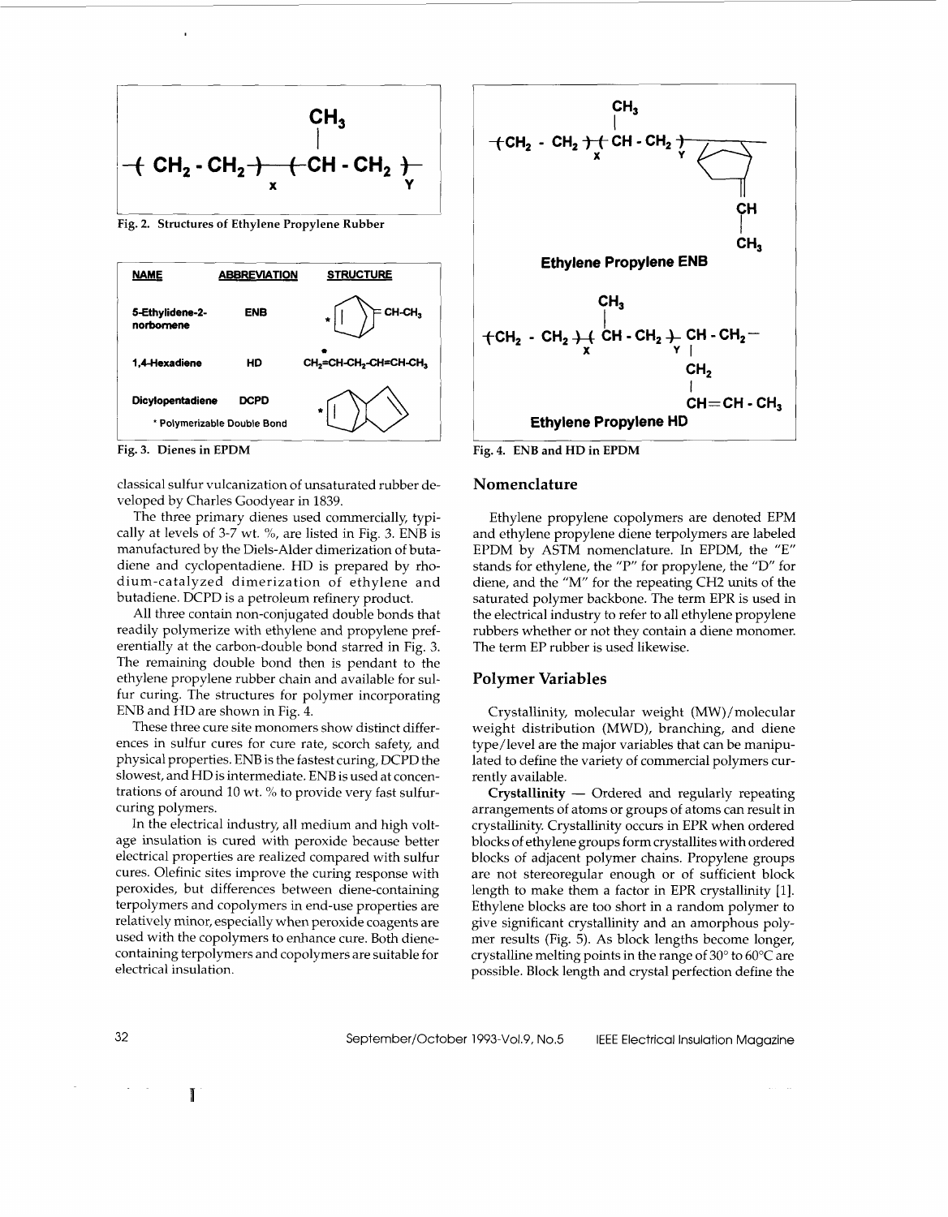$$-(CH_2-CH_2)_x-(CH(CH_3)-CH_2)_Y-$$

Fig. 2. Structures of Ethylene Propylene Rubber

| NAME | ABBREVIATION | STRUCTURE |
| --- | --- | --- |
| 5-Ethylidene-2-norbornene | ENB | *=CH-CH$_3$ |
| 1,4-Hexadiene | HD | $CH_2$=CH-$CH_2$-CH=CH-$CH_3$ (* at first double bond) |
| Dicylopentadiene | DCPD | * |

* Polymerizable Double Bond

Fig. 3. Dienes in EPDM

Ethylene Propylene ENB

$$-(CH_2-CH_2)_x-(CH(CH_3)-CH_2)_Y-$$ (with pendant ENB unit, =CH-$CH_3$)

Ethylene Propylene HD

$$-(CH_2-CH_2)_x-(CH(CH_3)-CH_2)_Y-CH(CH_2-CH=CH-CH_3)-CH_2-$$

Fig. 4. ENB and HD in EPDM

classical sulfur vulcanization of unsaturated rubber developed by Charles Goodyear in 1839.

The three primary dienes used commercially, typically at levels of 3-7 wt. %, are listed in Fig. 3. ENB is manufactured by the Diels-Alder dimerization of butadiene and cyclopentadiene. HD is prepared by rhodium-catalyzed dimerization of ethylene and butadiene. DCPD is a petroleum refinery product.

All three contain non-conjugated double bonds that readily polymerize with ethylene and propylene preferentially at the carbon-double bond starred in Fig. 3. The remaining double bond then is pendant to the ethylene propylene rubber chain and available for sulfur curing. The structures for polymer incorporating ENB and HD are shown in Fig. 4.

These three cure site monomers show distinct differences in sulfur cures for cure rate, scorch safety, and physical properties. ENB is the fastest curing, DCPD the slowest, and HD is intermediate. ENB is used at concentrations of around 10 wt. % to provide very fast sulfur-curing polymers.

In the electrical industry, all medium and high voltage insulation is cured with peroxide because better electrical properties are realized compared with sulfur cures. Olefinic sites improve the curing response with peroxides, but differences between diene-containing terpolymers and copolymers in end-use properties are relatively minor, especially when peroxide coagents are used with the copolymers to enhance cure. Both diene-containing terpolymers and copolymers are suitable for electrical insulation.

## Nomenclature

Ethylene propylene copolymers are denoted EPM and ethylene propylene diene terpolymers are labeled EPDM by ASTM nomenclature. In EPDM, the "E" stands for ethylene, the "P" for propylene, the "D" for diene, and the "M" for the repeating CH2 units of the saturated polymer backbone. The term EPR is used in the electrical industry to refer to all ethylene propylene rubbers whether or not they contain a diene monomer. The term EP rubber is used likewise.

## Polymer Variables

Crystallinity, molecular weight (MW)/molecular weight distribution (MWD), branching, and diene type/level are the major variables that can be manipulated to define the variety of commercial polymers currently available.

**Crystallinity** — Ordered and regularly repeating arrangements of atoms or groups of atoms can result in crystallinity. Crystallinity occurs in EPR when ordered blocks of ethylene groups form crystallites with ordered blocks of adjacent polymer chains. Propylene groups are not stereoregular enough or of sufficient block length to make them a factor in EPR crystallinity [1]. Ethylene blocks are too short in a random polymer to give significant crystallinity and an amorphous polymer results (Fig. 5). As block lengths become longer, crystalline melting points in the range of 30° to 60°C are possible. Block length and crystal perfection define the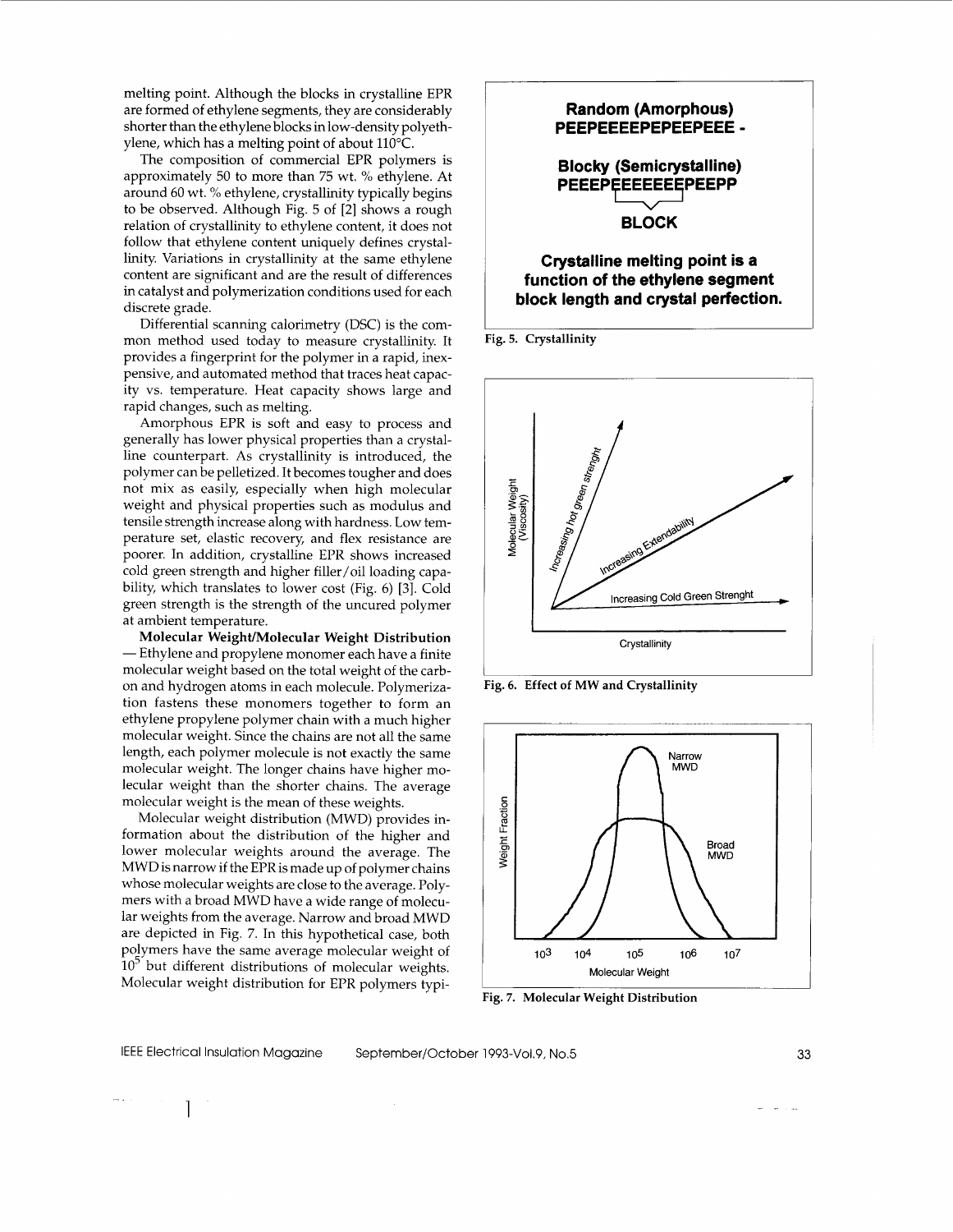melting point. Although the blocks in crystalline EPR are formed of ethylene segments, they are considerably shorter than the ethylene blocks in low-density polyethylene, which has a melting point of about 110°C.

The composition of commercial EPR polymers is approximately 50 to more than 75 wt. % ethylene. At around 60 wt. % ethylene, crystallinity typically begins to be observed. Although Fig. 5 of [2] shows a rough relation of crystallinity to ethylene content, it does not follow that ethylene content uniquely defines crystallinity. Variations in crystallinity at the same ethylene content are significant and are the result of differences in catalyst and polymerization conditions used for each discrete grade.

Differential scanning calorimetry (DSC) is the common method used today to measure crystallinity. It provides a fingerprint for the polymer in a rapid, inexpensive, and automated method that traces heat capacity vs. temperature. Heat capacity shows large and rapid changes, such as melting.

Amorphous EPR is soft and easy to process and generally has lower physical properties than a crystalline counterpart. As crystallinity is introduced, the polymer can be pelletized. It becomes tougher and does not mix as easily, especially when high molecular weight and physical properties such as modulus and tensile strength increase along with hardness. Low temperature set, elastic recovery, and flex resistance are poorer. In addition, crystalline EPR shows increased cold green strength and higher filler/oil loading capability, which translates to lower cost (Fig. 6) [3]. Cold green strength is the strength of the uncured polymer at ambient temperature.

**Molecular Weight/Molecular Weight Distribution** — Ethylene and propylene monomer each have a finite molecular weight based on the total weight of the carbon and hydrogen atoms in each molecule. Polymerization fastens these monomers together to form an ethylene propylene polymer chain with a much higher molecular weight. Since the chains are not all the same length, each polymer molecule is not exactly the same molecular weight. The longer chains have higher molecular weight than the shorter chains. The average molecular weight is the mean of these weights.

Molecular weight distribution (MWD) provides information about the distribution of the higher and lower molecular weights around the average. The MWD is narrow if the EPR is made up of polymer chains whose molecular weights are close to the average. Polymers with a broad MWD have a wide range of molecular weights from the average. Narrow and broad MWD are depicted in Fig. 7. In this hypothetical case, both polymers have the same average molecular weight of $10^5$ but different distributions of molecular weights. Molecular weight distribution for EPR polymers typi-

**Random (Amorphous)**
**PEEPEEEEPEPEEPEEE -**

**Blocky (Semicrystalline)**
**PEEEPEEEEEEEPEEPP**

**BLOCK**

**Crystalline melting point is a function of the ethylene segment block length and crystal perfection.**

**Fig. 5. Crystallinity**

Molecular Weight (Viscosity)

Increasing hot green strenght

Increasing Extendability

Increasing Cold Green Strenght

Crystallinity

**Fig. 6. Effect of MW and Crystallinity**

Weight Fraction

Narrow MWD

Broad MWD

$10^3$ $10^4$ $10^5$ $10^6$ $10^7$

Molecular Weight

**Fig. 7. Molecular Weight Distribution**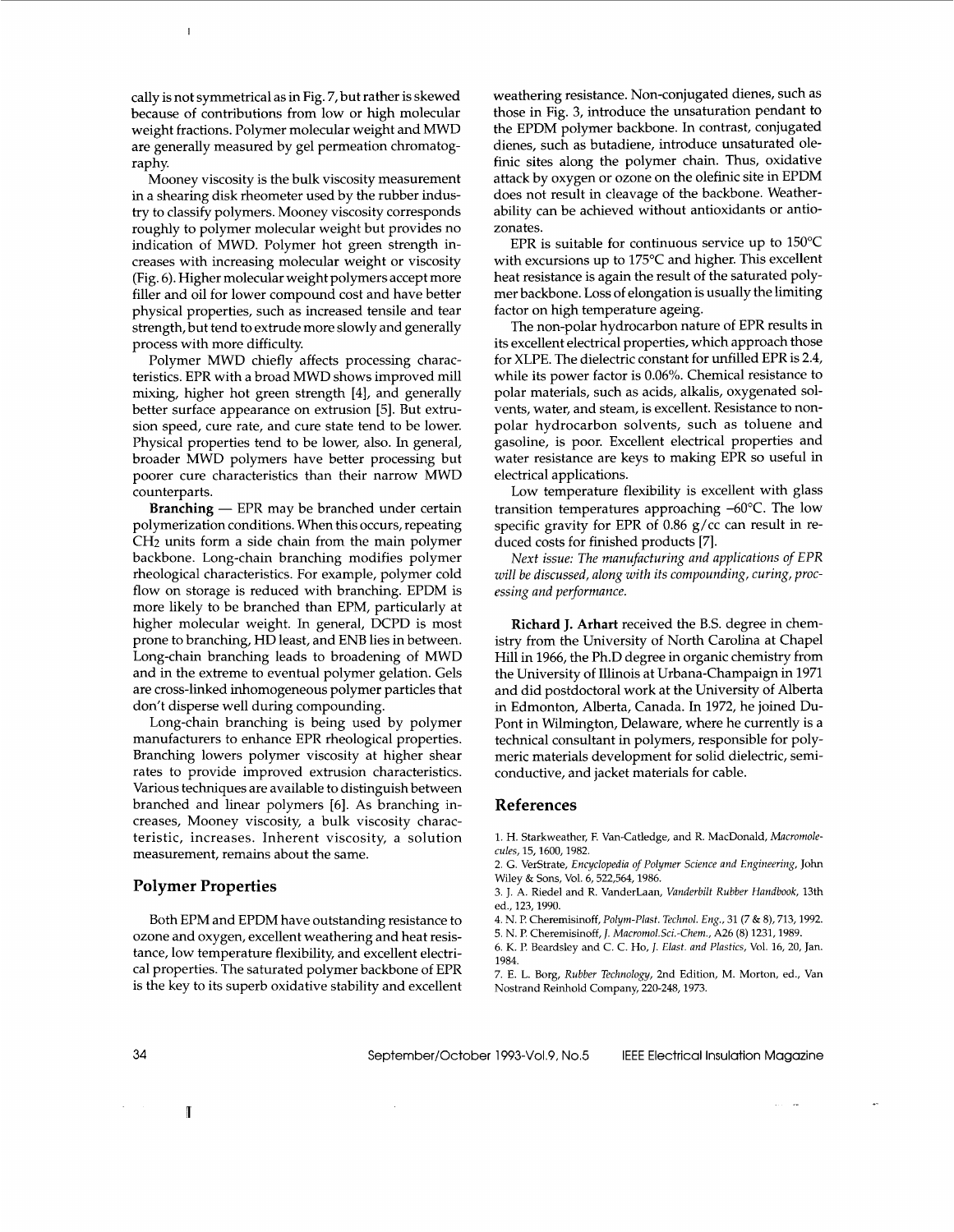cally is not symmetrical as in Fig. 7, but rather is skewed because of contributions from low or high molecular weight fractions. Polymer molecular weight and MWD are generally measured by gel permeation chromatography.

Mooney viscosity is the bulk viscosity measurement in a shearing disk rheometer used by the rubber industry to classify polymers. Mooney viscosity corresponds roughly to polymer molecular weight but provides no indication of MWD. Polymer hot green strength increases with increasing molecular weight or viscosity (Fig. 6). Higher molecular weight polymers accept more filler and oil for lower compound cost and have better physical properties, such as increased tensile and tear strength, but tend to extrude more slowly and generally process with more difficulty.

Polymer MWD chiefly affects processing characteristics. EPR with a broad MWD shows improved mill mixing, higher hot green strength [4], and generally better surface appearance on extrusion [5]. But extrusion speed, cure rate, and cure state tend to be lower. Physical properties tend to be lower, also. In general, broader MWD polymers have better processing but poorer cure characteristics than their narrow MWD counterparts.

**Branching** — EPR may be branched under certain polymerization conditions. When this occurs, repeating $CH_2$ units form a side chain from the main polymer backbone. Long-chain branching modifies polymer rheological characteristics. For example, polymer cold flow on storage is reduced with branching. EPDM is more likely to be branched than EPM, particularly at higher molecular weight. In general, DCPD is most prone to branching, HD least, and ENB lies in between. Long-chain branching leads to broadening of MWD and in the extreme to eventual polymer gelation. Gels are cross-linked inhomogeneous polymer particles that don't disperse well during compounding.

Long-chain branching is being used by polymer manufacturers to enhance EPR rheological properties. Branching lowers polymer viscosity at higher shear rates to provide improved extrusion characteristics. Various techniques are available to distinguish between branched and linear polymers [6]. As branching increases, Mooney viscosity, a bulk viscosity characteristic, increases. Inherent viscosity, a solution measurement, remains about the same.

## Polymer Properties

Both EPM and EPDM have outstanding resistance to ozone and oxygen, excellent weathering and heat resistance, low temperature flexibility, and excellent electrical properties. The saturated polymer backbone of EPR is the key to its superb oxidative stability and excellent weathering resistance. Non-conjugated dienes, such as those in Fig. 3, introduce the unsaturation pendant to the EPDM polymer backbone. In contrast, conjugated dienes, such as butadiene, introduce unsaturated olefinic sites along the polymer chain. Thus, oxidative attack by oxygen or ozone on the olefinic site in EPDM does not result in cleavage of the backbone. Weatherability can be achieved without antioxidants or antiozonates.

EPR is suitable for continuous service up to 150°C with excursions up to 175°C and higher. This excellent heat resistance is again the result of the saturated polymer backbone. Loss of elongation is usually the limiting factor on high temperature ageing.

The non-polar hydrocarbon nature of EPR results in its excellent electrical properties, which approach those for XLPE. The dielectric constant for unfilled EPR is 2.4, while its power factor is 0.06%. Chemical resistance to polar materials, such as acids, alkalis, oxygenated solvents, water, and steam, is excellent. Resistance to non-polar hydrocarbon solvents, such as toluene and gasoline, is poor. Excellent electrical properties and water resistance are keys to making EPR so useful in electrical applications.

Low temperature flexibility is excellent with glass transition temperatures approaching −60°C. The low specific gravity for EPR of 0.86 g/cc can result in reduced costs for finished products [7].

*Next issue: The manufacturing and applications of EPR will be discussed, along with its compounding, curing, processing and performance.*

**Richard J. Arhart** received the B.S. degree in chemistry from the University of North Carolina at Chapel Hill in 1966, the Ph.D degree in organic chemistry from the University of Illinois at Urbana-Champaign in 1971 and did postdoctoral work at the University of Alberta in Edmonton, Alberta, Canada. In 1972, he joined DuPont in Wilmington, Delaware, where he currently is a technical consultant in polymers, responsible for polymeric materials development for solid dielectric, semiconductive, and jacket materials for cable.

## References

1. H. Starkweather, F. Van-Catledge, and R. MacDonald, *Macromolecules*, 15, 1600, 1982.
2. G. VerStrate, *Encyclopedia of Polymer Science and Engineering*, John Wiley & Sons, Vol. 6, 522,564, 1986.
3. J. A. Riedel and R. VanderLaan, *Vanderbilt Rubber Handbook*, 13th ed., 123, 1990.
4. N. P. Cheremisinoff, *Polym-Plast. Technol. Eng.*, 31 (7 & 8), 713, 1992.
5. N. P. Cheremisinoff, *J. Macromol.Sci.-Chem.*, A26 (8) 1231, 1989.
6. K. P. Beardsley and C. C. Ho, *J. Elast. and Plastics*, Vol. 16, 20, Jan. 1984.
7. E. L. Borg, *Rubber Technology*, 2nd Edition, M. Morton, ed., Van Nostrand Reinhold Company, 220-248, 1973.